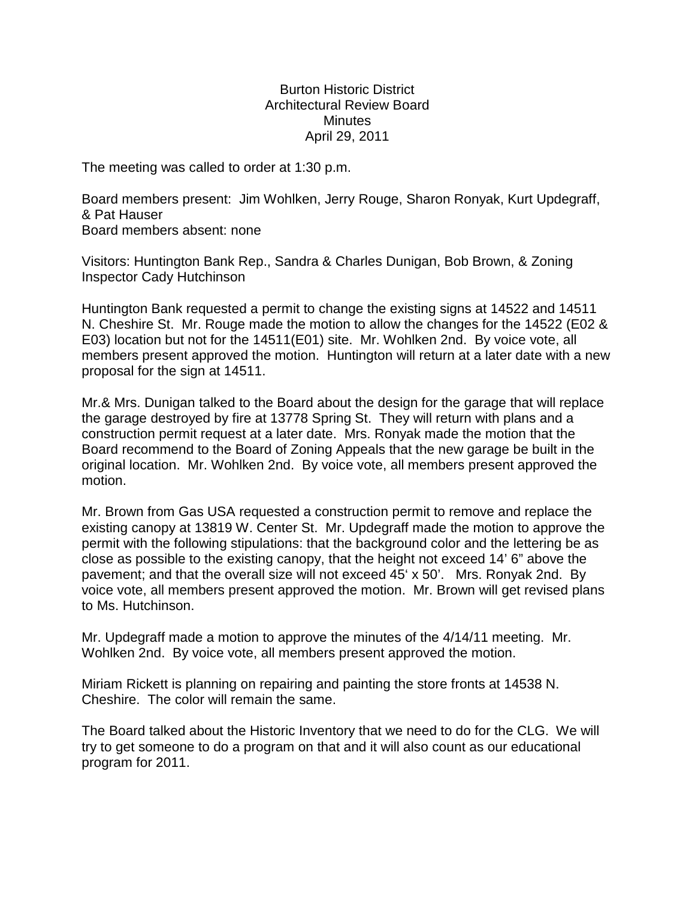# Burton Historic District
## Architectural Review Board
## Minutes
### April 29, 2011

The meeting was called to order at 1:30 p.m.

Board members present: Jim Wohlken, Jerry Rouge, Sharon Ronyak, Kurt Updegraff, & Pat Hauser
Board members absent: none

Visitors: Huntington Bank Rep., Sandra & Charles Dunigan, Bob Brown, & Zoning Inspector Cady Hutchinson

Huntington Bank requested a permit to change the existing signs at 14522 and 14511 N. Cheshire St. Mr. Rouge made the motion to allow the changes for the 14522 (E02 & E03) location but not for the 14511(E01) site. Mr. Wohlken 2nd. By voice vote, all members present approved the motion. Huntington will return at a later date with a new proposal for the sign at 14511.

Mr.& Mrs. Dunigan talked to the Board about the design for the garage that will replace the garage destroyed by fire at 13778 Spring St. They will return with plans and a construction permit request at a later date. Mrs. Ronyak made the motion that the Board recommend to the Board of Zoning Appeals that the new garage be built in the original location. Mr. Wohlken 2nd. By voice vote, all members present approved the motion.

Mr. Brown from Gas USA requested a construction permit to remove and replace the existing canopy at 13819 W. Center St. Mr. Updegraff made the motion to approve the permit with the following stipulations: that the background color and the lettering be as close as possible to the existing canopy, that the height not exceed 14' 6" above the pavement; and that the overall size will not exceed 45' x 50'. Mrs. Ronyak 2nd. By voice vote, all members present approved the motion. Mr. Brown will get revised plans to Ms. Hutchinson.

Mr. Updegraff made a motion to approve the minutes of the 4/14/11 meeting. Mr. Wohlken 2nd. By voice vote, all members present approved the motion.

Miriam Rickett is planning on repairing and painting the store fronts at 14538 N. Cheshire. The color will remain the same.

The Board talked about the Historic Inventory that we need to do for the CLG. We will try to get someone to do a program on that and it will also count as our educational program for 2011.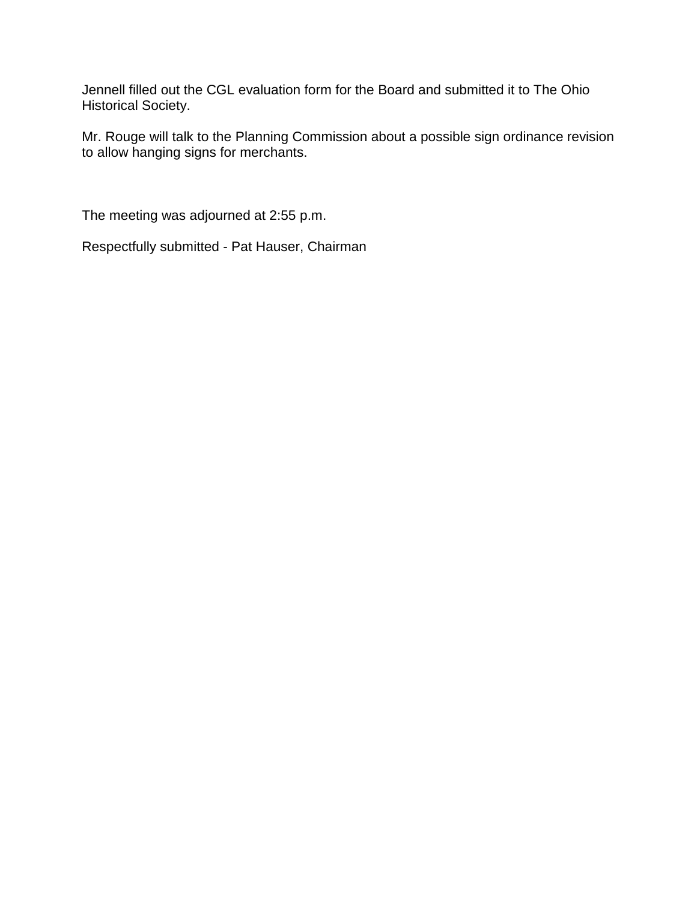Jennell filled out the CGL evaluation form for the Board and submitted it to The Ohio Historical Society.

Mr. Rouge will talk to the Planning Commission about a possible sign ordinance revision to allow hanging signs for merchants.

The meeting was adjourned at 2:55 p.m.

Respectfully submitted - Pat Hauser, Chairman